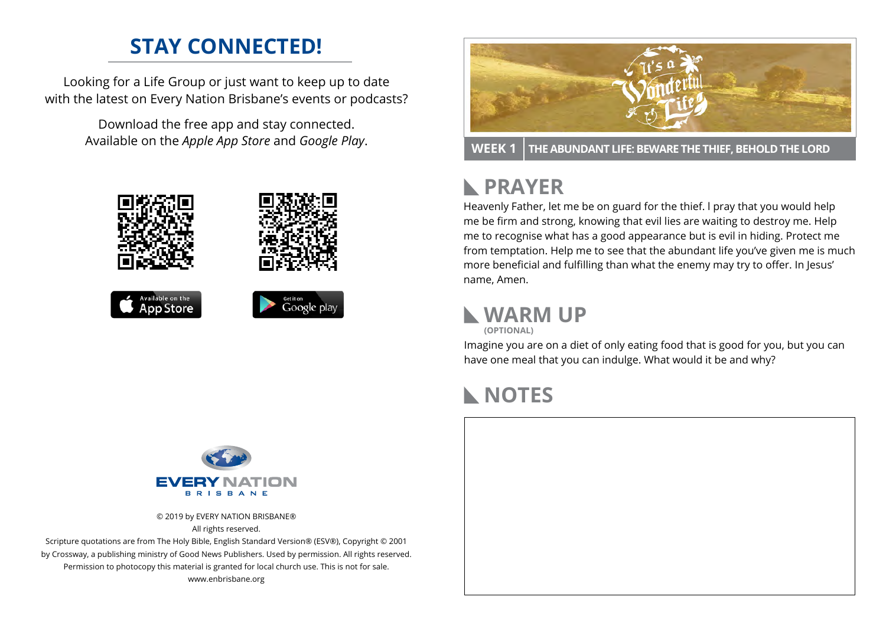## STAY CONNECTED!

Looking for a Life Group or just want to keep up to date with the latest on Every Nation Brisbane's events or podcasts?

Download the free app and stay connected. Available on the *Apple App Store* and *Google Play*.

© 2019 by EVERY NATION BRISBANE®
All rights reserved.
Scripture quotations are from The Holy Bible, English Standard Version® (ESV®), Copyright © 2001 by Crossway, a publishing ministry of Good News Publishers. Used by permission. All rights reserved.
Permission to photocopy this material is granted for local church use. This is not for sale.
www.enbrisbane.org

**WEEK 1** | **THE ABUNDANT LIFE: BEWARE THE THIEF, BEHOLD THE LORD**

## PRAYER

Heavenly Father, let me be on guard for the thief. I pray that you would help me be firm and strong, knowing that evil lies are waiting to destroy me. Help me to recognise what has a good appearance but is evil in hiding. Protect me from temptation. Help me to see that the abundant life you've given me is much more beneficial and fulfilling than what the enemy may try to offer. In Jesus' name, Amen.

## WARM UP
**(OPTIONAL)**

Imagine you are on a diet of only eating food that is good for you, but you can have one meal that you can indulge. What would it be and why?

## NOTES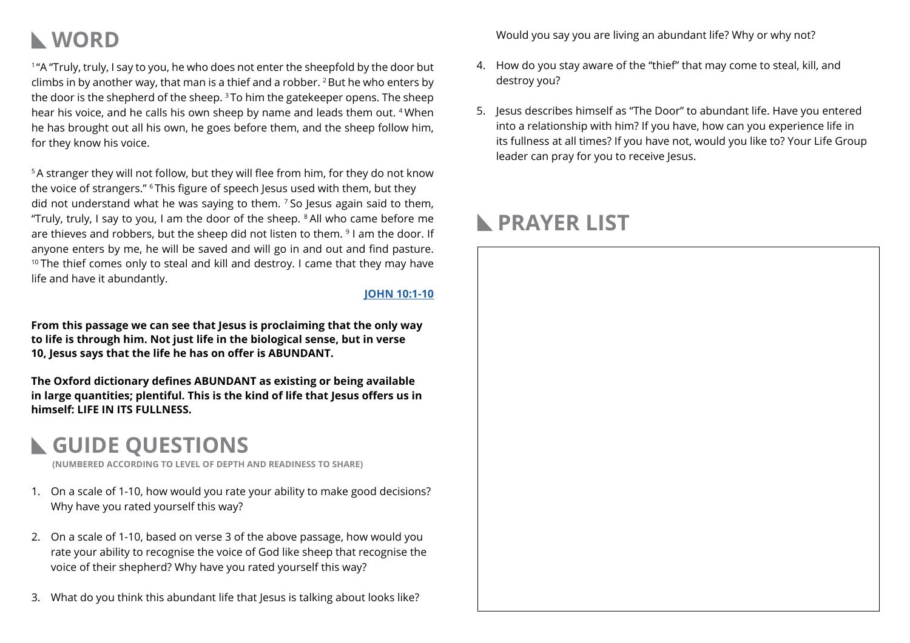## WORD

[1] "A "Truly, truly, I say to you, he who does not enter the sheepfold by the door but climbs in by another way, that man is a thief and a robber. [2] But he who enters by the door is the shepherd of the sheep. [3] To him the gatekeeper opens. The sheep hear his voice, and he calls his own sheep by name and leads them out. [4] When he has brought out all his own, he goes before them, and the sheep follow him, for they know his voice.

[5] A stranger they will not follow, but they will flee from him, for they do not know the voice of strangers." [6] This figure of speech Jesus used with them, but they did not understand what he was saying to them. [7] So Jesus again said to them, "Truly, truly, I say to you, I am the door of the sheep. [8] All who came before me are thieves and robbers, but the sheep did not listen to them. [9] I am the door. If anyone enters by me, he will be saved and will go in and out and find pasture. [10] The thief comes only to steal and kill and destroy. I came that they may have life and have it abundantly.

**JOHN 10:1-10**

**From this passage we can see that Jesus is proclaiming that the only way to life is through him. Not just life in the biological sense, but in verse 10, Jesus says that the life he has on offer is ABUNDANT.**

**The Oxford dictionary defines ABUNDANT as existing or being available in large quantities; plentiful. This is the kind of life that Jesus offers us in himself: LIFE IN ITS FULLNESS.**

## GUIDE QUESTIONS

**(NUMBERED ACCORDING TO LEVEL OF DEPTH AND READINESS TO SHARE)**

1. On a scale of 1-10, how would you rate your ability to make good decisions? Why have you rated yourself this way?

2. On a scale of 1-10, based on verse 3 of the above passage, how would you rate your ability to recognise the voice of God like sheep that recognise the voice of their shepherd? Why have you rated yourself this way?

3. What do you think this abundant life that Jesus is talking about looks like? Would you say you are living an abundant life? Why or why not?

4. How do you stay aware of the "thief" that may come to steal, kill, and destroy you?

5. Jesus describes himself as "The Door" to abundant life. Have you entered into a relationship with him? If you have, how can you experience life in its fullness at all times? If you have not, would you like to? Your Life Group leader can pray for you to receive Jesus.

## PRAYER LIST